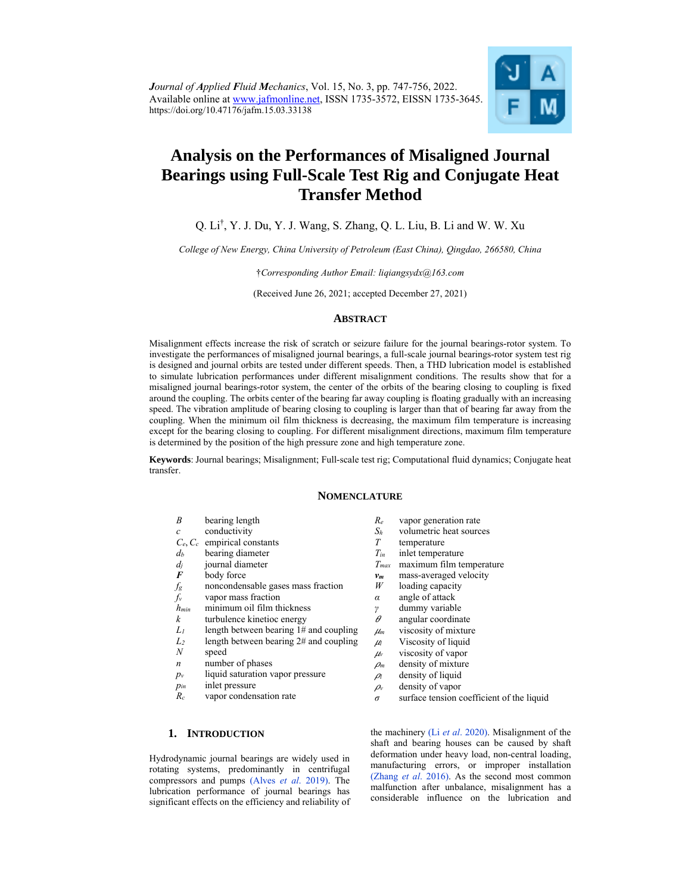*Journal of Applied Fluid Mechanics*, Vol. 15, No. 3, pp. 747-756, 2022.
Available online at www.jafmonline.net, ISSN 1735-3572, EISSN 1735-3645.
https://doi.org/10.47176/jafm.15.03.33138

# Analysis on the Performances of Misaligned Journal Bearings using Full-Scale Test Rig and Conjugate Heat Transfer Method

Q. Li[†], Y. J. Du, Y. J. Wang, S. Zhang, Q. L. Liu, B. Li and W. W. Xu

*College of New Energy, China University of Petroleum (East China), Qingdao, 266580, China*

†*Corresponding Author Email: liqiangsydx@163.com*

(Received June 26, 2021; accepted December 27, 2021)

## ABSTRACT

Misalignment effects increase the risk of scratch or seizure failure for the journal bearings-rotor system. To investigate the performances of misaligned journal bearings, a full-scale journal bearings-rotor system test rig is designed and journal orbits are tested under different speeds. Then, a THD lubrication model is established to simulate lubrication performances under different misalignment conditions. The results show that for a misaligned journal bearings-rotor system, the center of the orbits of the bearing closing to coupling is fixed around the coupling. The orbits center of the bearing far away coupling is floating gradually with an increasing speed. The vibration amplitude of bearing closing to coupling is larger than that of bearing far away from the coupling. When the minimum oil film thickness is decreasing, the maximum film temperature is increasing except for the bearing closing to coupling. For different misalignment directions, maximum film temperature is determined by the position of the high pressure zone and high temperature zone.

**Keywords**: Journal bearings; Misalignment; Full-scale test rig; Computational fluid dynamics; Conjugate heat transfer.

## NOMENCLATURE

| | | | |
|---|---|---|---|
| $B$ | bearing length | $R_e$ | vapor generation rate |
| $c$ | conductivity | $S_h$ | volumetric heat sources |
| $C_e, C_c$ | empirical constants | $T$ | temperature |
| $d_b$ | bearing diameter | $T_{in}$ | inlet temperature |
| $d_j$ | journal diameter | $T_{max}$ | maximum film temperature |
| $\boldsymbol{F}$ | body force | $\boldsymbol{v_m}$ | mass-averaged velocity |
| $f_g$ | noncondensable gases mass fraction | $W$ | loading capacity |
| $f_v$ | vapor mass fraction | $\alpha$ | angle of attack |
| $h_{min}$ | minimum oil film thickness | $\gamma$ | dummy variable |
| $k$ | turbulence kinetioc energy | $\theta$ | angular coordinate |
| $L_1$ | length between bearing 1# and coupling | $\mu_m$ | viscosity of mixture |
| $L_2$ | length between bearing 2# and coupling | $\mu_l$ | Viscosity of liquid |
| $N$ | speed | $\mu_v$ | viscosity of vapor |
| $n$ | number of phases | $\rho_m$ | density of mixture |
| $p_v$ | liquid saturation vapor pressure | $\rho_l$ | density of liquid |
| $p_{in}$ | inlet pressure | $\rho_v$ | density of vapor |
| $R_c$ | vapor condensation rate | $\sigma$ | surface tension coefficient of the liquid |

## 1. INTRODUCTION

Hydrodynamic journal bearings are widely used in rotating systems, predominantly in centrifugal compressors and pumps (Alves *et al*. 2019). The lubrication performance of journal bearings has significant effects on the efficiency and reliability of the machinery (Li *et al*. 2020). Misalignment of the shaft and bearing houses can be caused by shaft deformation under heavy load, non-central loading, manufacturing errors, or improper installation (Zhang *et al*. 2016). As the second most common malfunction after unbalance, misalignment has a considerable influence on the lubrication and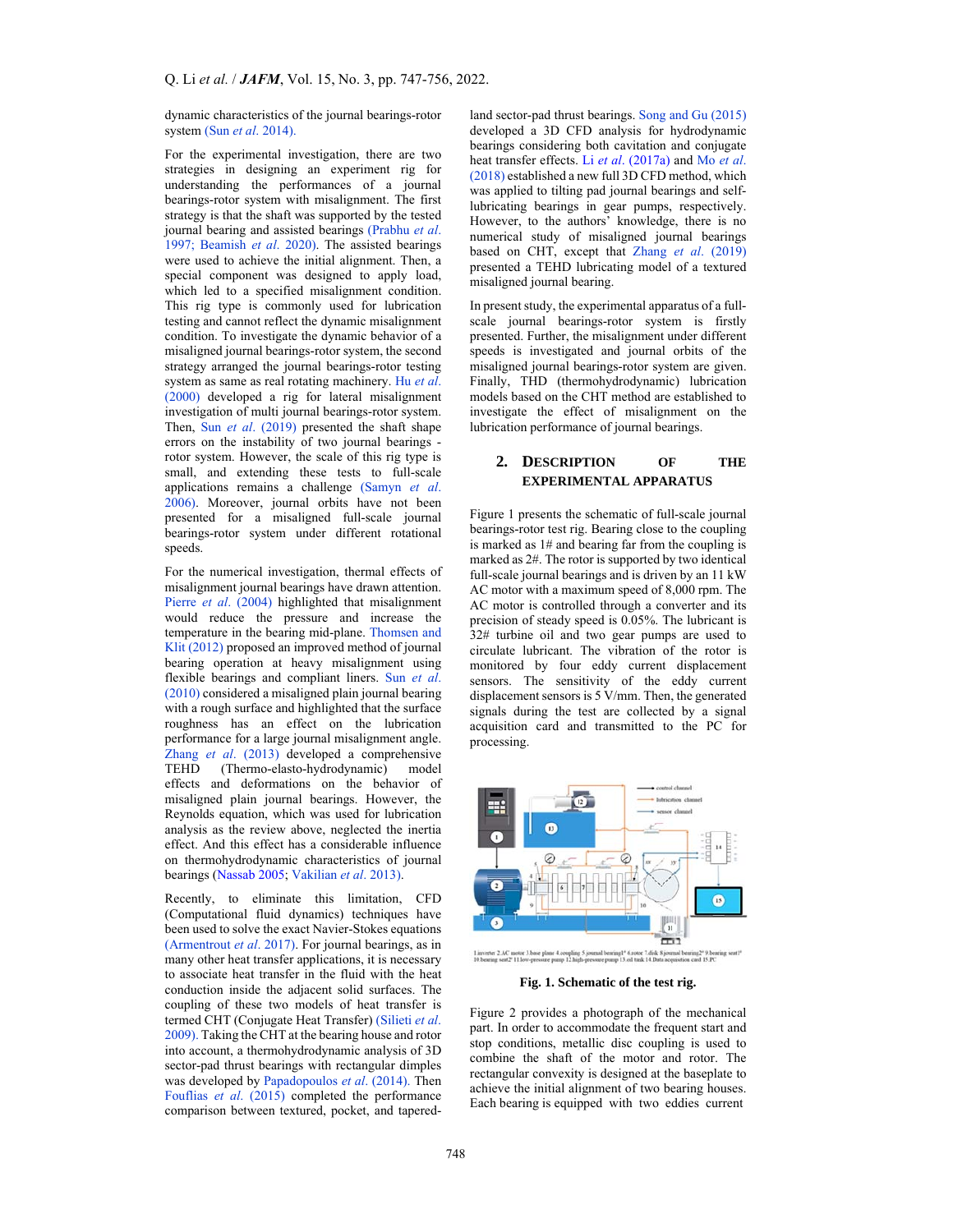dynamic characteristics of the journal bearings-rotor system (Sun *et al.* 2014).

For the experimental investigation, there are two strategies in designing an experiment rig for understanding the performances of a journal bearings-rotor system with misalignment. The first strategy is that the shaft was supported by the tested journal bearing and assisted bearings (Prabhu *et al.* 1997; Beamish *et al.* 2020). The assisted bearings were used to achieve the initial alignment. Then, a special component was designed to apply load, which led to a specified misalignment condition. This rig type is commonly used for lubrication testing and cannot reflect the dynamic misalignment condition. To investigate the dynamic behavior of a misaligned journal bearings-rotor system, the second strategy arranged the journal bearings-rotor testing system as same as real rotating machinery. Hu *et al.* (2000) developed a rig for lateral misalignment investigation of multi journal bearings-rotor system. Then, Sun *et al.* (2019) presented the shaft shape errors on the instability of two journal bearings - rotor system. However, the scale of this rig type is small, and extending these tests to full-scale applications remains a challenge (Samyn *et al.* 2006). Moreover, journal orbits have not been presented for a misaligned full-scale journal bearings-rotor system under different rotational speeds.

For the numerical investigation, thermal effects of misalignment journal bearings have drawn attention. Pierre *et al.* (2004) highlighted that misalignment would reduce the pressure and increase the temperature in the bearing mid-plane. Thomsen and Klit (2012) proposed an improved method of journal bearing operation at heavy misalignment using flexible bearings and compliant liners. Sun *et al.* (2010) considered a misaligned plain journal bearing with a rough surface and highlighted that the surface roughness has an effect on the lubrication performance for a large journal misalignment angle. Zhang *et al.* (2013) developed a comprehensive TEHD (Thermo-elasto-hydrodynamic) model effects and deformations on the behavior of misaligned plain journal bearings. However, the Reynolds equation, which was used for lubrication analysis as the review above, neglected the inertia effect. And this effect has a considerable influence on thermohydrodynamic characteristics of journal bearings (Nassab 2005; Vakilian *et al.* 2013).

Recently, to eliminate this limitation, CFD (Computational fluid dynamics) techniques have been used to solve the exact Navier-Stokes equations (Armentrout *et al.* 2017). For journal bearings, as in many other heat transfer applications, it is necessary to associate heat transfer in the fluid with the heat conduction inside the adjacent solid surfaces. The coupling of these two models of heat transfer is termed CHT (Conjugate Heat Transfer) (Silieti *et al.* 2009). Taking the CHT at the bearing house and rotor into account, a thermohydrodynamic analysis of 3D sector-pad thrust bearings with rectangular dimples was developed by Papadopoulos *et al.* (2014). Then Fouflias *et al.* (2015) completed the performance comparison between textured, pocket, and tapered-land sector-pad thrust bearings. Song and Gu (2015) developed a 3D CFD analysis for hydrodynamic bearings considering both cavitation and conjugate heat transfer effects. Li *et al.* (2017a) and Mo *et al.* (2018) established a new full 3D CFD method, which was applied to tilting pad journal bearings and self-lubricating bearings in gear pumps, respectively. However, to the authors' knowledge, there is no numerical study of misaligned journal bearings based on CHT, except that Zhang *et al.* (2019) presented a TEHD lubricating model of a textured misaligned journal bearing.

In present study, the experimental apparatus of a full-scale journal bearings-rotor system is firstly presented. Further, the misalignment under different speeds is investigated and journal orbits of the misaligned journal bearings-rotor system are given. Finally, THD (thermohydrodynamic) lubrication models based on the CHT method are established to investigate the effect of misalignment on the lubrication performance of journal bearings.

## 2. Description of the Experimental Apparatus

Figure 1 presents the schematic of full-scale journal bearings-rotor test rig. Bearing close to the coupling is marked as 1# and bearing far from the coupling is marked as 2#. The rotor is supported by two identical full-scale journal bearings and is driven by an 11 kW AC motor with a maximum speed of 8,000 rpm. The AC motor is controlled through a converter and its precision of steady speed is 0.05%. The lubricant is 32# turbine oil and two gear pumps are used to circulate lubricant. The vibration of the rotor is monitored by four eddy current displacement sensors. The sensitivity of the eddy current displacement sensors is 5 V/mm. Then, the generated signals during the test are collected by a signal acquisition card and transmitted to the PC for processing.

1.inverter 2.AC motor 3.base plane 4.coupling 5.journal bearing1# 6.rotor 7.disk 8.journal bearing2# 9.bearing seat1# 10.bearing seat2# 11.low-pressure pump 12.high-pressure pump 13.oil tank 14.Data acquisition card 15.PC

**Fig. 1. Schematic of the test rig.**

Figure 2 provides a photograph of the mechanical part. In order to accommodate the frequent start and stop conditions, metallic disc coupling is used to combine the shaft of the motor and rotor. The rectangular convexity is designed at the baseplate to achieve the initial alignment of two bearing houses. Each bearing is equipped with two eddies current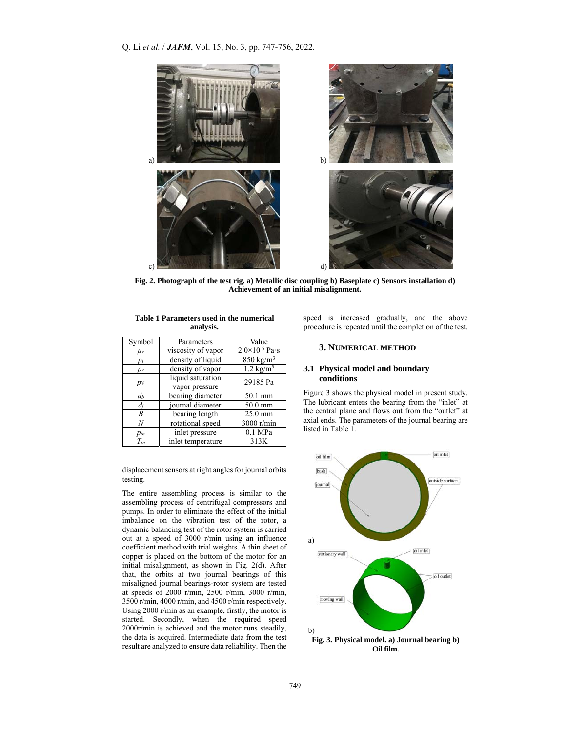Fig. 2. Photograph of the test rig. a) Metallic disc coupling b) Baseplate c) Sensors installation d) Achievement of an initial misalignment.

**Table 1 Parameters used in the numerical analysis.**

| Symbol | Parameters | Value |
|---|---|---|
| $\mu_v$ | viscosity of vapor | $2.0\times10^{-5}$ Pa·s |
| $\rho_l$ | density of liquid | 850 kg/m$^3$ |
| $\rho_v$ | density of vapor | 1.2 kg/m$^3$ |
| $pv$ | liquid saturation vapor pressure | 29185 Pa |
| $d_b$ | bearing diameter | 50.1 mm |
| $d_j$ | journal diameter | 50.0 mm |
| $B$ | bearing length | 25.0 mm |
| $N$ | rotational speed | 3000 r/min |
| $p_{in}$ | inlet pressure | 0.1 MPa |
| $T_{in}$ | inlet temperature | 313K |

displacement sensors at right angles for journal orbits testing.

The entire assembling process is similar to the assembling process of centrifugal compressors and pumps. In order to eliminate the effect of the initial imbalance on the vibration test of the rotor, a dynamic balancing test of the rotor system is carried out at a speed of 3000 r/min using an influence coefficient method with trial weights. A thin sheet of copper is placed on the bottom of the motor for an initial misalignment, as shown in Fig. 2(d). After that, the orbits at two journal bearings of this misaligned journal bearings-rotor system are tested at speeds of 2000 r/min, 2500 r/min, 3000 r/min, 3500 r/min, 4000 r/min, and 4500 r/min respectively. Using 2000 r/min as an example, firstly, the motor is started. Secondly, when the required speed 2000r/min is achieved and the motor runs steadily, the data is acquired. Intermediate data from the test result are analyzed to ensure data reliability. Then the speed is increased gradually, and the above procedure is repeated until the completion of the test.

## 3. NUMERICAL METHOD

### 3.1 Physical model and boundary conditions

Figure 3 shows the physical model in present study. The lubricant enters the bearing from the "inlet" at the central plane and flows out from the "outlet" at axial ends. The parameters of the journal bearing are listed in Table 1.

Fig. 3. Physical model. a) Journal bearing b) Oil film.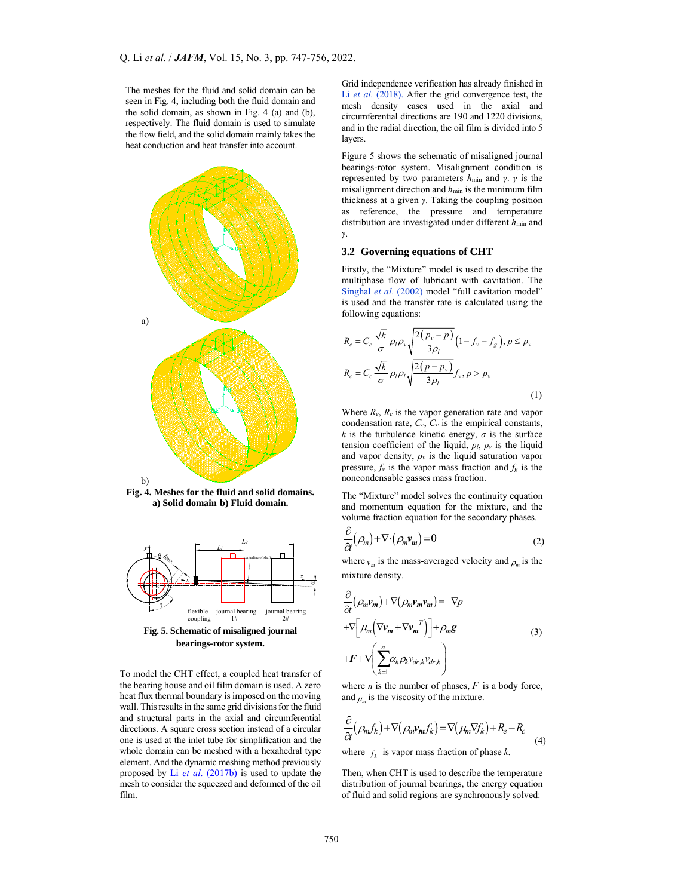The meshes for the fluid and solid domain can be seen in Fig. 4, including both the fluid domain and the solid domain, as shown in Fig. 4 (a) and (b), respectively. The fluid domain is used to simulate the flow field, and the solid domain mainly takes the heat conduction and heat transfer into account.

**Fig. 4. Meshes for the fluid and solid domains. a) Solid domain b) Fluid domain.**

**Fig. 5. Schematic of misaligned journal bearings-rotor system.**

To model the CHT effect, a coupled heat transfer of the bearing house and oil film domain is used. A zero heat flux thermal boundary is imposed on the moving wall. This results in the same grid divisions for the fluid and structural parts in the axial and circumferential directions. A square cross section instead of a circular one is used at the inlet tube for simplification and the whole domain can be meshed with a hexahedral type element. And the dynamic meshing method previously proposed by Li *et al.* (2017b) is used to update the mesh to consider the squeezed and deformed of the oil film.

Grid independence verification has already finished in Li *et al.* (2018). After the grid convergence test, the mesh density cases used in the axial and circumferential directions are 190 and 1220 divisions, and in the radial direction, the oil film is divided into 5 layers.

Figure 5 shows the schematic of misaligned journal bearings-rotor system. Misalignment condition is represented by two parameters $h_{\min}$ and $\gamma$. $\gamma$ is the misalignment direction and $h_{\min}$ is the minimum film thickness at a given $\gamma$. Taking the coupling position as reference, the pressure and temperature distribution are investigated under different $h_{\min}$ and $\gamma$.

### 3.2 Governing equations of CHT

Firstly, the "Mixture" model is used to describe the multiphase flow of lubricant with cavitation. The Singhal *et al.* (2002) model "full cavitation model" is used and the transfer rate is calculated using the following equations:

$$R_e = C_e \frac{\sqrt{k}}{\sigma} \rho_l \rho_v \sqrt{\frac{2(p_v - p)}{3\rho_l}} \left(1 - f_v - f_g\right), p \le p_v$$

$$R_c = C_c \frac{\sqrt{k}}{\sigma} \rho_l \rho_l \sqrt{\frac{2(p - p_v)}{3\rho_l}} f_v, p > p_v \tag{1}$$

Where $R_e$, $R_c$ is the vapor generation rate and vapor condensation rate, $C_e$, $C_c$ is the empirical constants, $k$ is the turbulence kinetic energy, $\sigma$ is the surface tension coefficient of the liquid, $\rho_l$, $\rho_v$ is the liquid and vapor density, $p_v$ is the liquid saturation vapor pressure, $f_v$ is the vapor mass fraction and $f_g$ is the noncondensable gasses mass fraction.

The "Mixture" model solves the continuity equation and momentum equation for the mixture, and the volume fraction equation for the secondary phases.

$$\frac{\partial}{\partial t}(\rho_m) + \nabla \cdot (\rho_m \boldsymbol{v_m}) = 0 \tag{2}$$

where $v_m$ is the mass-averaged velocity and $\rho_m$ is the mixture density.

$$\begin{aligned}
&\frac{\partial}{\partial t}(\rho_m \boldsymbol{v_m}) + \nabla(\rho_m \boldsymbol{v_m} \boldsymbol{v_m}) = -\nabla p \\
&+\nabla\left[\mu_m\left(\nabla \boldsymbol{v_m} + \nabla \boldsymbol{v_m}^T\right)\right] + \rho_m \boldsymbol{g} \\
&+\boldsymbol{F} + \nabla\left(\sum_{k=1}^{n} \alpha_k \rho_k v_{dr,k} v_{dr,k}\right)
\end{aligned} \tag{3}$$

where $n$ is the number of phases, $F$ is a body force, and $\mu_m$ is the viscosity of the mixture.

$$\frac{\partial}{\partial t}(\rho_m f_k) + \nabla(\rho_m \boldsymbol{v_m} f_k) = \nabla(\mu_m \nabla f_k) + R_e - R_c \tag{4}$$

where $f_k$ is vapor mass fraction of phase $k$.

Then, when CHT is used to describe the temperature distribution of journal bearings, the energy equation of fluid and solid regions are synchronously solved: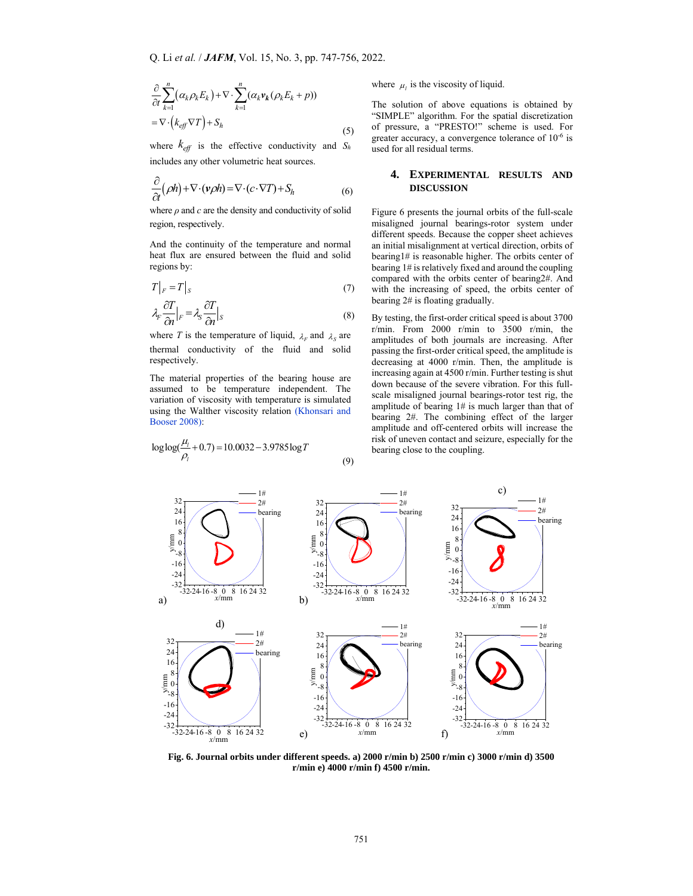$$\frac{\partial}{\partial t}\sum_{k=1}^{n}\left(\alpha_k\rho_k E_k\right)+\nabla\cdot\sum_{k=1}^{n}\left(\alpha_k \boldsymbol{v_k}(\rho_k E_k+p)\right)$$
$$=\nabla\cdot\left(k_{eff}\nabla T\right)+S_h \tag{5}$$

where $k_{eff}$ is the effective conductivity and $S_h$ includes any other volumetric heat sources.

$$\frac{\partial}{\partial t}(\rho h)+\nabla\cdot(\boldsymbol{v}\rho h)=\nabla\cdot(c\cdot\nabla T)+S_h \tag{6}$$

where $\rho$ and $c$ are the density and conductivity of solid region, respectively.

And the continuity of the temperature and normal heat flux are ensured between the fluid and solid regions by:

$$T\big|_F=T\big|_S \tag{7}$$

$$\lambda_F\frac{\partial T}{\partial n}\Big|_F=\lambda_S\frac{\partial T}{\partial n}\Big|_S \tag{8}$$

where $T$ is the temperature of liquid, $\lambda_F$ and $\lambda_S$ are thermal conductivity of the fluid and solid respectively.

The material properties of the bearing house are assumed to be temperature independent. The variation of viscosity with temperature is simulated using the Walther viscosity relation (Khonsari and Booser 2008):

$$\log\log\left(\frac{\mu_l}{\rho_l}+0.7\right)=10.0032-3.9785\log T \tag{9}$$

where $\mu_l$ is the viscosity of liquid.

The solution of above equations is obtained by "SIMPLE" algorithm. For the spatial discretization of pressure, a "PRESTO!" scheme is used. For greater accuracy, a convergence tolerance of $10^{-6}$ is used for all residual terms.

## 4. EXPERIMENTAL RESULTS AND DISCUSSION

Figure 6 presents the journal orbits of the full-scale misaligned journal bearings-rotor system under different speeds. Because the copper sheet achieves an initial misalignment at vertical direction, orbits of bearing1# is reasonable higher. The orbits center of bearing 1# is relatively fixed and around the coupling compared with the orbits center of bearing2#. And with the increasing of speed, the orbits center of bearing 2# is floating gradually.

By testing, the first-order critical speed is about 3700 r/min. From 2000 r/min to 3500 r/min, the amplitudes of both journals are increasing. After passing the first-order critical speed, the amplitude is decreasing at 4000 r/min. Then, the amplitude is increasing again at 4500 r/min. Further testing is shut down because of the severe vibration. For this full-scale misaligned journal bearings-rotor test rig, the amplitude of bearing 1# is much larger than that of bearing 2#. The combining effect of the larger amplitude and off-centered orbits will increase the risk of uneven contact and seizure, especially for the bearing close to the coupling.

**Fig. 6. Journal orbits under different speeds. a) 2000 r/min b) 2500 r/min c) 3000 r/min d) 3500 r/min e) 4000 r/min f) 4500 r/min.**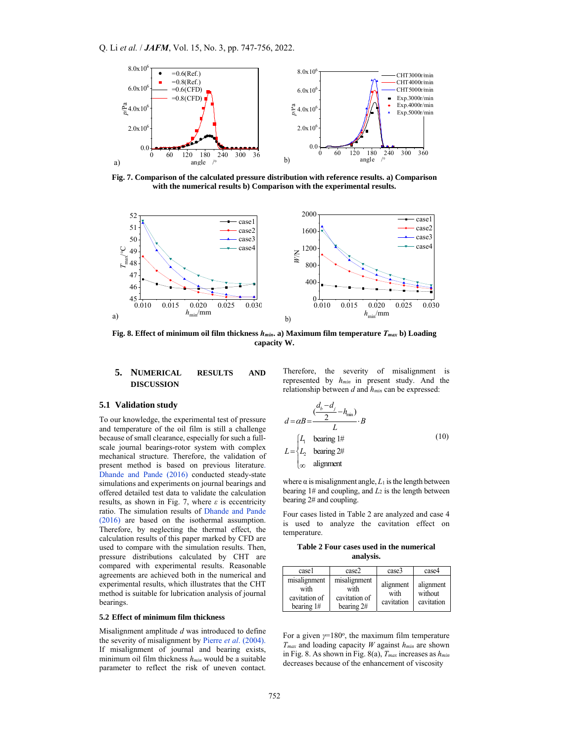Fig. 7. Comparison of the calculated pressure distribution with reference results. a) Comparison with the numerical results b) Comparison with the experimental results.

Fig. 8. Effect of minimum oil film thickness $h_{min}$. a) Maximum film temperature $T_{max}$ b) Loading capacity W.

## 5. NUMERICAL RESULTS AND DISCUSSION

### 5.1 Validation study

To our knowledge, the experimental test of pressure and temperature of the oil film is still a challenge because of small clearance, especially for such a full-scale journal bearings-rotor system with complex mechanical structure. Therefore, the validation of present method is based on previous literature. Dhande and Pande (2016) conducted steady-state simulations and experiments on journal bearings and offered detailed test data to validate the calculation results, as shown in Fig. 7, where $\varepsilon$ is eccentricity ratio. The simulation results of Dhande and Pande (2016) are based on the isothermal assumption. Therefore, by neglecting the thermal effect, the calculation results of this paper marked by CFD are used to compare with the simulation results. Then, pressure distributions calculated by CHT are compared with experimental results. Reasonable agreements are achieved both in the numerical and experimental results, which illustrates that the CHT method is suitable for lubrication analysis of journal bearings.

### 5.2 Effect of minimum film thickness

Misalignment amplitude $d$ was introduced to define the severity of misalignment by Pierre *et al*. (2004). If misalignment of journal and bearing exists, minimum oil film thickness $h_{min}$ would be a suitable parameter to reflect the risk of uneven contact. Therefore, the severity of misalignment is represented by $h_{min}$ in present study. And the relationship between $d$ and $h_{min}$ can be expressed:

$$d = \alpha B = \frac{\left(\frac{d_b - d_j}{2} - h_{min}\right)}{L} \cdot B$$
$$L = \begin{cases} L_1 & \text{bearing 1\#} \\ L_2 & \text{bearing 2\#} \\ \infty & \text{alignment} \end{cases} \tag{10}$$

where $\alpha$ is misalignment angle, $L_1$ is the length between bearing 1# and coupling, and $L_2$ is the length between bearing 2# and coupling.

Four cases listed in Table 2 are analyzed and case 4 is used to analyze the cavitation effect on temperature.

**Table 2 Four cases used in the numerical analysis.**

| case1 | case2 | case3 | case4 |
|---|---|---|---|
| misalignment with cavitation of bearing 1# | misalignment with cavitation of bearing 2# | alignment with cavitation | alignment without cavitation |

For a given $\gamma$=180°, the maximum film temperature $T_{max}$ and loading capacity $W$ against $h_{min}$ are shown in Fig. 8. As shown in Fig. 8(a), $T_{max}$ increases as $h_{min}$ decreases because of the enhancement of viscosity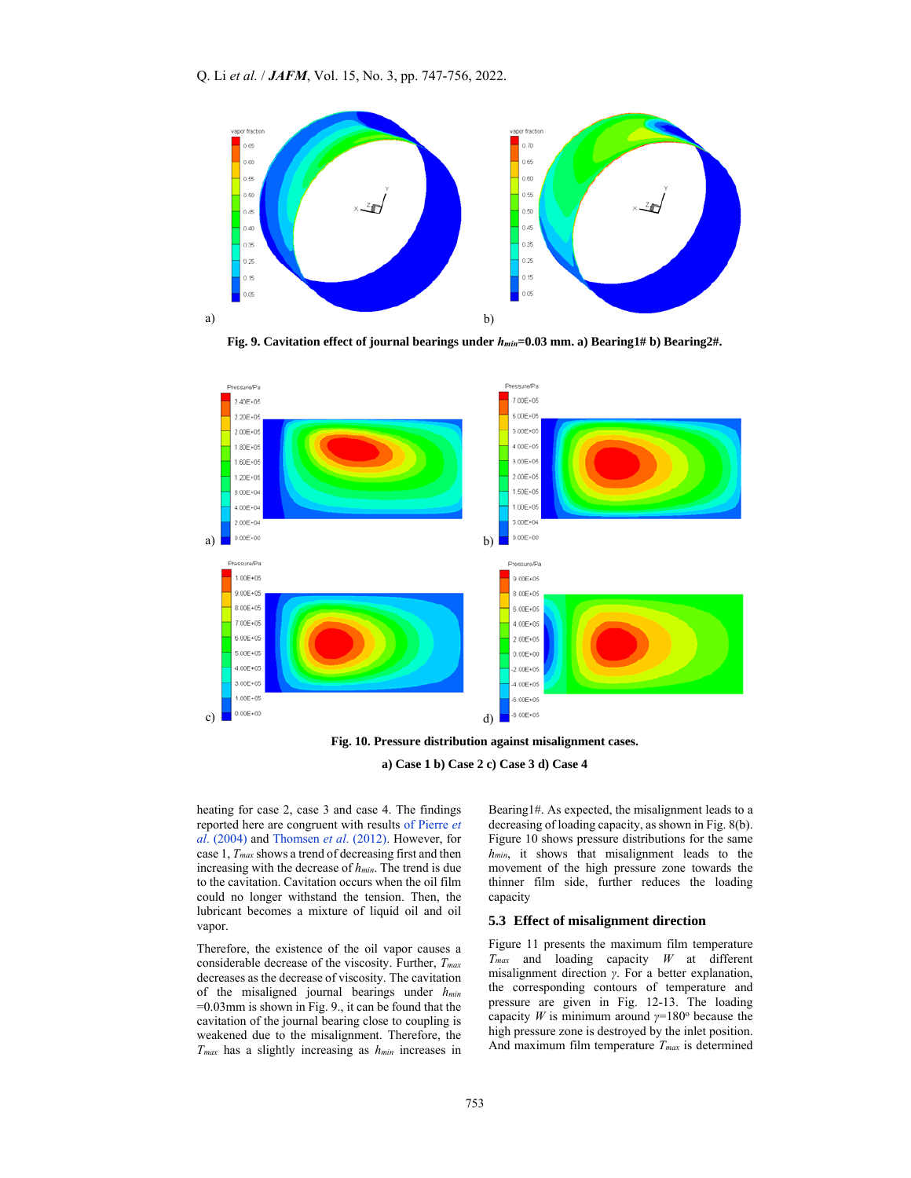Fig. 9. Cavitation effect of journal bearings under $h_{min}$=0.03 mm. a) Bearing1# b) Bearing2#.

Fig. 10. Pressure distribution against misalignment cases.

a) Case 1 b) Case 2 c) Case 3 d) Case 4

heating for case 2, case 3 and case 4. The findings reported here are congruent with results of Pierre *et al*. (2004) and Thomsen *et al*. (2012). However, for case 1, $T_{max}$ shows a trend of decreasing first and then increasing with the decrease of $h_{min}$. The trend is due to the cavitation. Cavitation occurs when the oil film could no longer withstand the tension. Then, the lubricant becomes a mixture of liquid oil and oil vapor.

Therefore, the existence of the oil vapor causes a considerable decrease of the viscosity. Further, $T_{max}$ decreases as the decrease of viscosity. The cavitation of the misaligned journal bearings under $h_{min}$ =0.03mm is shown in Fig. 9., it can be found that the cavitation of the journal bearing close to coupling is weakened due to the misalignment. Therefore, the $T_{max}$ has a slightly increasing as $h_{min}$ increases in Bearing1#. As expected, the misalignment leads to a decreasing of loading capacity, as shown in Fig. 8(b). Figure 10 shows pressure distributions for the same $h_{min}$, it shows that misalignment leads to the movement of the high pressure zone towards the thinner film side, further reduces the loading capacity

## 5.3 Effect of misalignment direction

Figure 11 presents the maximum film temperature $T_{max}$ and loading capacity $W$ at different misalignment direction $\gamma$. For a better explanation, the corresponding contours of temperature and pressure are given in Fig. 12-13. The loading capacity $W$ is minimum around $\gamma$=180° because the high pressure zone is destroyed by the inlet position. And maximum film temperature $T_{max}$ is determined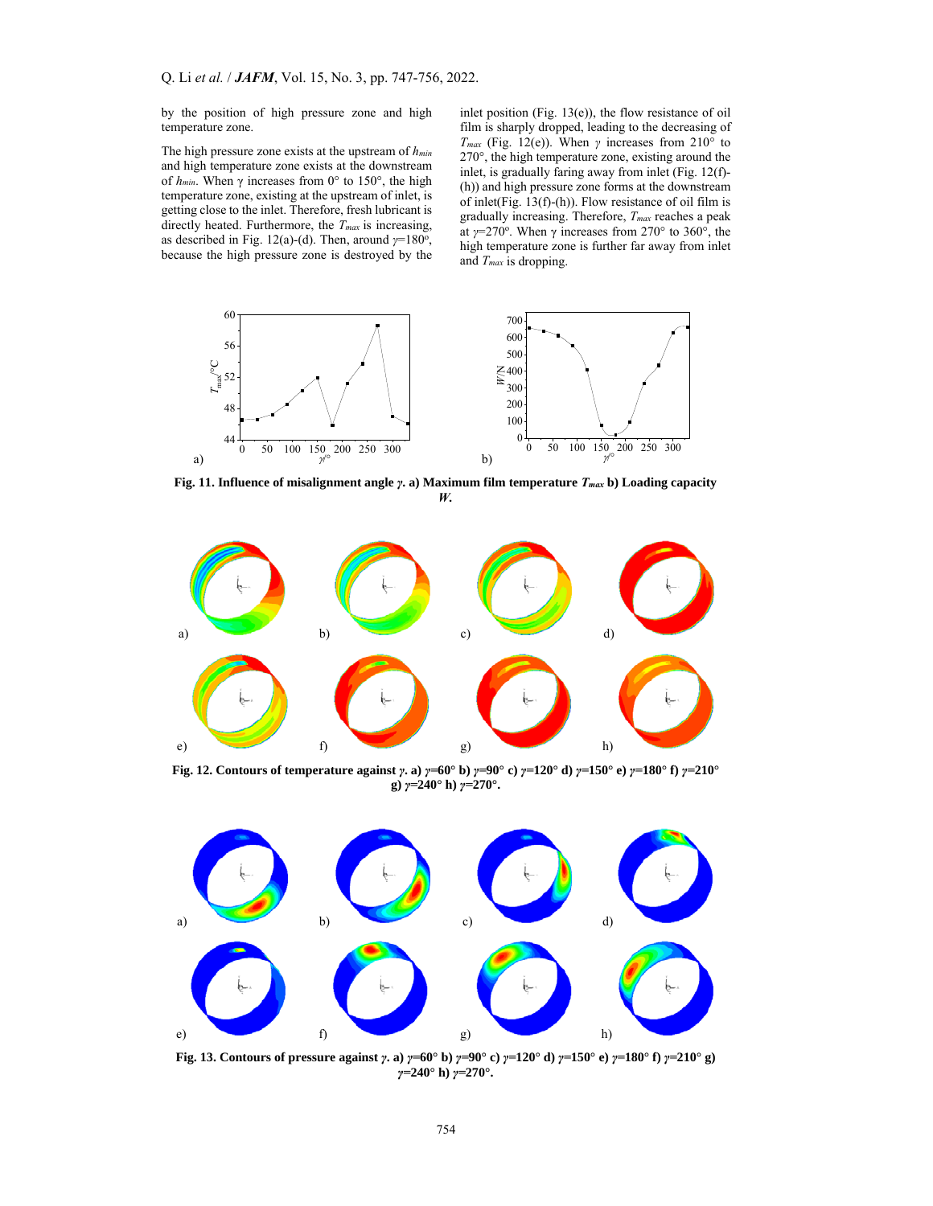by the position of high pressure zone and high temperature zone.

The high pressure zone exists at the upstream of $h_{min}$ and high temperature zone exists at the downstream of $h_{min}$. When γ increases from 0° to 150°, the high temperature zone, existing at the upstream of inlet, is getting close to the inlet. Therefore, fresh lubricant is directly heated. Furthermore, the $T_{max}$ is increasing, as described in Fig. 12(a)-(d). Then, around $\gamma$=180°, because the high pressure zone is destroyed by the inlet position (Fig. 13(e)), the flow resistance of oil film is sharply dropped, leading to the decreasing of $T_{max}$ (Fig. 12(e)). When $\gamma$ increases from 210° to 270°, the high temperature zone, existing around the inlet, is gradually faring away from inlet (Fig. 12(f)-(h)) and high pressure zone forms at the downstream of inlet(Fig. 13(f)-(h)). Flow resistance of oil film is gradually increasing. Therefore, $T_{max}$ reaches a peak at $\gamma$=270°. When γ increases from 270° to 360°, the high temperature zone is further far away from inlet and $T_{max}$ is dropping.

**Fig. 11. Influence of misalignment angle $\gamma$. a) Maximum film temperature $T_{max}$ b) Loading capacity $W$.**

**Fig. 12. Contours of temperature against $\gamma$. a) $\gamma$=60° b) $\gamma$=90° c) $\gamma$=120° d) $\gamma$=150° e) $\gamma$=180° f) $\gamma$=210° g) $\gamma$=240° h) $\gamma$=270°.**

**Fig. 13. Contours of pressure against $\gamma$. a) $\gamma$=60° b) $\gamma$=90° c) $\gamma$=120° d) $\gamma$=150° e) $\gamma$=180° f) $\gamma$=210° g) $\gamma$=240° h) $\gamma$=270°.**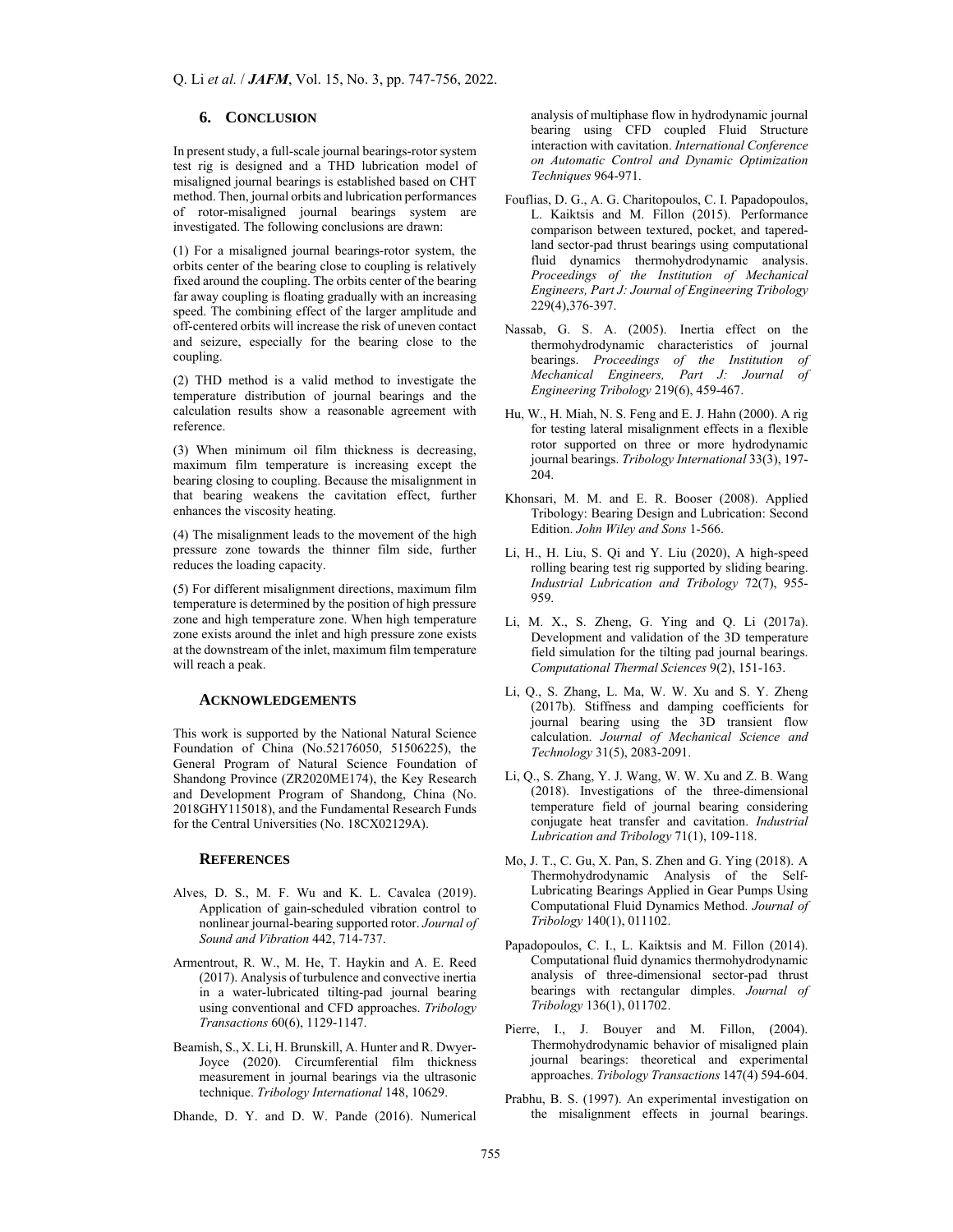## 6. CONCLUSION

In present study, a full-scale journal bearings-rotor system test rig is designed and a THD lubrication model of misaligned journal bearings is established based on CHT method. Then, journal orbits and lubrication performances of rotor-misaligned journal bearings system are investigated. The following conclusions are drawn:

(1) For a misaligned journal bearings-rotor system, the orbits center of the bearing close to coupling is relatively fixed around the coupling. The orbits center of the bearing far away coupling is floating gradually with an increasing speed. The combining effect of the larger amplitude and off-centered orbits will increase the risk of uneven contact and seizure, especially for the bearing close to the coupling.

(2) THD method is a valid method to investigate the temperature distribution of journal bearings and the calculation results show a reasonable agreement with reference.

(3) When minimum oil film thickness is decreasing, maximum film temperature is increasing except the bearing closing to coupling. Because the misalignment in that bearing weakens the cavitation effect, further enhances the viscosity heating.

(4) The misalignment leads to the movement of the high pressure zone towards the thinner film side, further reduces the loading capacity.

(5) For different misalignment directions, maximum film temperature is determined by the position of high pressure zone and high temperature zone. When high temperature zone exists around the inlet and high pressure zone exists at the downstream of the inlet, maximum film temperature will reach a peak.

## ACKNOWLEDGEMENTS

This work is supported by the National Natural Science Foundation of China (No.52176050, 51506225), the General Program of Natural Science Foundation of Shandong Province (ZR2020ME174), the Key Research and Development Program of Shandong, China (No. 2018GHY115018), and the Fundamental Research Funds for the Central Universities (No. 18CX02129A).

## REFERENCES

Alves, D. S., M. F. Wu and K. L. Cavalca (2019). Application of gain-scheduled vibration control to nonlinear journal-bearing supported rotor. *Journal of Sound and Vibration* 442, 714-737.

Armentrout, R. W., M. He, T. Haykin and A. E. Reed (2017). Analysis of turbulence and convective inertia in a water-lubricated tilting-pad journal bearing using conventional and CFD approaches. *Tribology Transactions* 60(6), 1129-1147.

Beamish, S., X. Li, H. Brunskill, A. Hunter and R. Dwyer-Joyce (2020). Circumferential film thickness measurement in journal bearings via the ultrasonic technique. *Tribology International* 148, 10629.

Dhande, D. Y. and D. W. Pande (2016). Numerical analysis of multiphase flow in hydrodynamic journal bearing using CFD coupled Fluid Structure interaction with cavitation. *International Conference on Automatic Control and Dynamic Optimization Techniques* 964-971.

Fouflias, D. G., A. G. Charitopoulos, C. I. Papadopoulos, L. Kaiktsis and M. Fillon (2015). Performance comparison between textured, pocket, and tapered-land sector-pad thrust bearings using computational fluid dynamics thermohydrodynamic analysis. *Proceedings of the Institution of Mechanical Engineers, Part J: Journal of Engineering Tribology* 229(4),376-397.

Nassab, G. S. A. (2005). Inertia effect on the thermohydrodynamic characteristics of journal bearings. *Proceedings of the Institution of Mechanical Engineers, Part J: Journal of Engineering Tribology* 219(6), 459-467.

Hu, W., H. Miah, N. S. Feng and E. J. Hahn (2000). A rig for testing lateral misalignment effects in a flexible rotor supported on three or more hydrodynamic journal bearings. *Tribology International* 33(3), 197-204.

Khonsari, M. M. and E. R. Booser (2008). Applied Tribology: Bearing Design and Lubrication: Second Edition. *John Wiley and Sons* 1-566.

Li, H., H. Liu, S. Qi and Y. Liu (2020), A high-speed rolling bearing test rig supported by sliding bearing. *Industrial Lubrication and Tribology* 72(7), 955-959.

Li, M. X., S. Zheng, G. Ying and Q. Li (2017a). Development and validation of the 3D temperature field simulation for the tilting pad journal bearings. *Computational Thermal Sciences* 9(2), 151-163.

Li, Q., S. Zhang, L. Ma, W. W. Xu and S. Y. Zheng (2017b). Stiffness and damping coefficients for journal bearing using the 3D transient flow calculation. *Journal of Mechanical Science and Technology* 31(5), 2083-2091.

Li, Q., S. Zhang, Y. J. Wang, W. W. Xu and Z. B. Wang (2018). Investigations of the three-dimensional temperature field of journal bearing considering conjugate heat transfer and cavitation. *Industrial Lubrication and Tribology* 71(1), 109-118.

Mo, J. T., C. Gu, X. Pan, S. Zhen and G. Ying (2018). A Thermohydrodynamic Analysis of the Self-Lubricating Bearings Applied in Gear Pumps Using Computational Fluid Dynamics Method. *Journal of Tribology* 140(1), 011102.

Papadopoulos, C. I., L. Kaiktsis and M. Fillon (2014). Computational fluid dynamics thermohydrodynamic analysis of three-dimensional sector-pad thrust bearings with rectangular dimples. *Journal of Tribology* 136(1), 011702.

Pierre, I., J. Bouyer and M. Fillon, (2004). Thermohydrodynamic behavior of misaligned plain journal bearings: theoretical and experimental approaches. *Tribology Transactions* 147(4) 594-604.

Prabhu, B. S. (1997). An experimental investigation on the misalignment effects in journal bearings.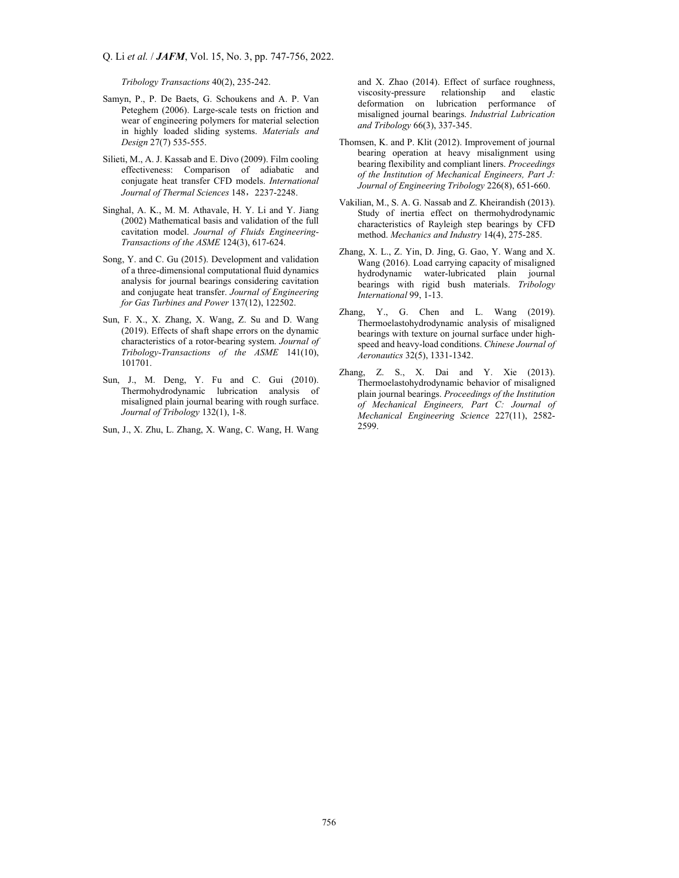*Tribology Transactions* 40(2), 235-242.

Samyn, P., P. De Baets, G. Schoukens and A. P. Van Peteghem (2006). Large-scale tests on friction and wear of engineering polymers for material selection in highly loaded sliding systems. *Materials and Design* 27(7) 535-555.

Silieti, M., A. J. Kassab and E. Divo (2009). Film cooling effectiveness: Comparison of adiabatic and conjugate heat transfer CFD models. *International Journal of Thermal Sciences* 148，2237-2248.

Singhal, A. K., M. M. Athavale, H. Y. Li and Y. Jiang (2002) Mathematical basis and validation of the full cavitation model. *Journal of Fluids Engineering-Transactions of the ASME* 124(3), 617-624.

Song, Y. and C. Gu (2015). Development and validation of a three-dimensional computational fluid dynamics analysis for journal bearings considering cavitation and conjugate heat transfer. *Journal of Engineering for Gas Turbines and Power* 137(12), 122502.

Sun, F. X., X. Zhang, X. Wang, Z. Su and D. Wang (2019). Effects of shaft shape errors on the dynamic characteristics of a rotor-bearing system. *Journal of Tribology-Transactions of the ASME* 141(10), 101701.

Sun, J., M. Deng, Y. Fu and C. Gui (2010). Thermohydrodynamic lubrication analysis of misaligned plain journal bearing with rough surface. *Journal of Tribology* 132(1), 1-8.

Sun, J., X. Zhu, L. Zhang, X. Wang, C. Wang, H. Wang and X. Zhao (2014). Effect of surface roughness, viscosity-pressure relationship and elastic deformation on lubrication performance of misaligned journal bearings. *Industrial Lubrication and Tribology* 66(3), 337-345.

Thomsen, K. and P. Klit (2012). Improvement of journal bearing operation at heavy misalignment using bearing flexibility and compliant liners. *Proceedings of the Institution of Mechanical Engineers, Part J: Journal of Engineering Tribology* 226(8), 651-660.

Vakilian, M., S. A. G. Nassab and Z. Kheirandish (2013). Study of inertia effect on thermohydrodynamic characteristics of Rayleigh step bearings by CFD method. *Mechanics and Industry* 14(4), 275-285.

Zhang, X. L., Z. Yin, D. Jing, G. Gao, Y. Wang and X. Wang (2016). Load carrying capacity of misaligned hydrodynamic water-lubricated plain journal bearings with rigid bush materials. *Tribology International* 99, 1-13.

Zhang, Y., G. Chen and L. Wang (2019). Thermoelastohydrodynamic analysis of misaligned bearings with texture on journal surface under high-speed and heavy-load conditions. *Chinese Journal of Aeronautics* 32(5), 1331-1342.

Zhang, Z. S., X. Dai and Y. Xie (2013). Thermoelastohydrodynamic behavior of misaligned plain journal bearings. *Proceedings of the Institution of Mechanical Engineers, Part C: Journal of Mechanical Engineering Science* 227(11), 2582-2599.